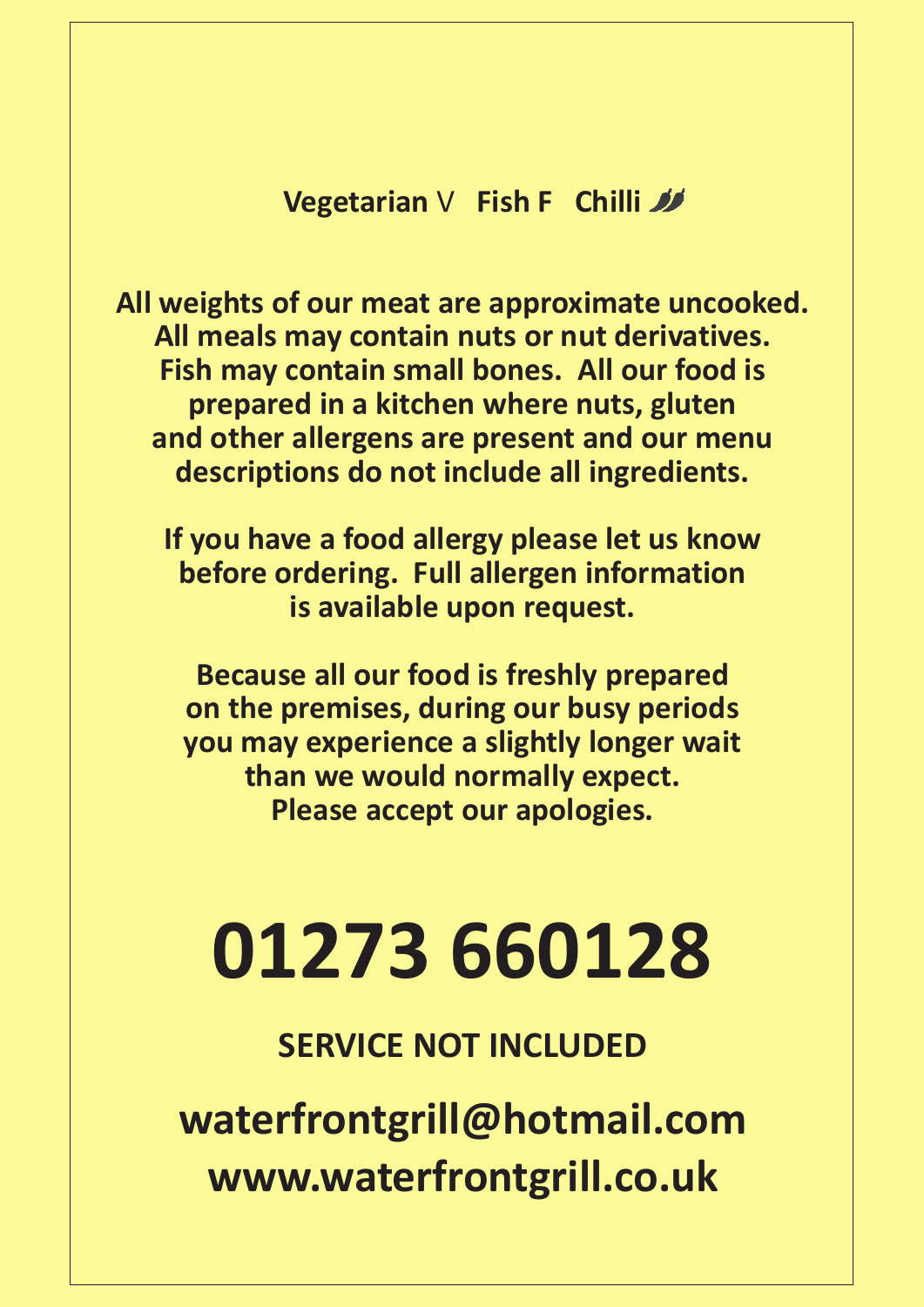**Vegetarian** V **Fish F Chilli** 🌶🌶

**All weights of our meat are approximate uncooked. All meals may contain nuts or nut derivatives. Fish may contain small bones. All our food is prepared in a kitchen where nuts, gluten and other allergens are present and our menu descriptions do not include all ingredients.**

**If you have a food allergy please let us know before ordering. Full allergen information is available upon request.**

**Because all our food is freshly prepared on the premises, during our busy periods you may experience a slightly longer wait than we would normally expect. Please accept our apologies.**

# 01273 660128

**SERVICE NOT INCLUDED**

**waterfrontgrill@hotmail.com**
**www.waterfrontgrill.co.uk**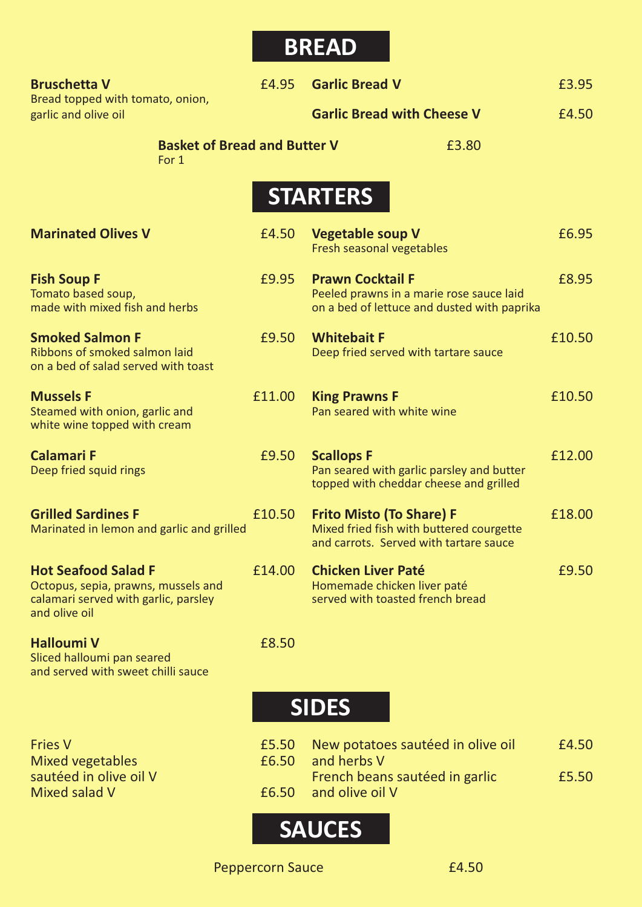# BREAD

**Bruschetta V** £4.95
Bread topped with tomato, onion, garlic and olive oil

**Garlic Bread V** £3.95

**Garlic Bread with Cheese V** £4.50

**Basket of Bread and Butter V** £3.80
For 1

# STARTERS

**Marinated Olives V** £4.50

**Fish Soup F** £9.95
Tomato based soup, made with mixed fish and herbs

**Smoked Salmon F** £9.50
Ribbons of smoked salmon laid on a bed of salad served with toast

**Mussels F** £11.00
Steamed with onion, garlic and white wine topped with cream

**Calamari F** £9.50
Deep fried squid rings

**Grilled Sardines F** £10.50
Marinated in lemon and garlic and grilled

**Hot Seafood Salad F** £14.00
Octopus, sepia, prawns, mussels and calamari served with garlic, parsley and olive oil

**Halloumi V** £8.50
Sliced halloumi pan seared and served with sweet chilli sauce

**Vegetable soup V** £6.95
Fresh seasonal vegetables

**Prawn Cocktail F** £8.95
Peeled prawns in a marie rose sauce laid on a bed of lettuce and dusted with paprika

**Whitebait F** £10.50
Deep fried served with tartare sauce

**King Prawns F** £10.50
Pan seared with white wine

**Scallops F** £12.00
Pan seared with garlic parsley and butter topped with cheddar cheese and grilled

**Frito Misto (To Share) F** £18.00
Mixed fried fish with buttered courgette and carrots. Served with tartare sauce

**Chicken Liver Paté** £9.50
Homemade chicken liver paté served with toasted french bread

# SIDES

Fries V £5.50
Mixed vegetables sautéed in olive oil V £6.50
Mixed salad V £6.50
New potatoes sautéed in olive oil and herbs V £4.50
French beans sautéed in garlic and olive oil V £5.50

# SAUCES

Peppercorn Sauce £4.50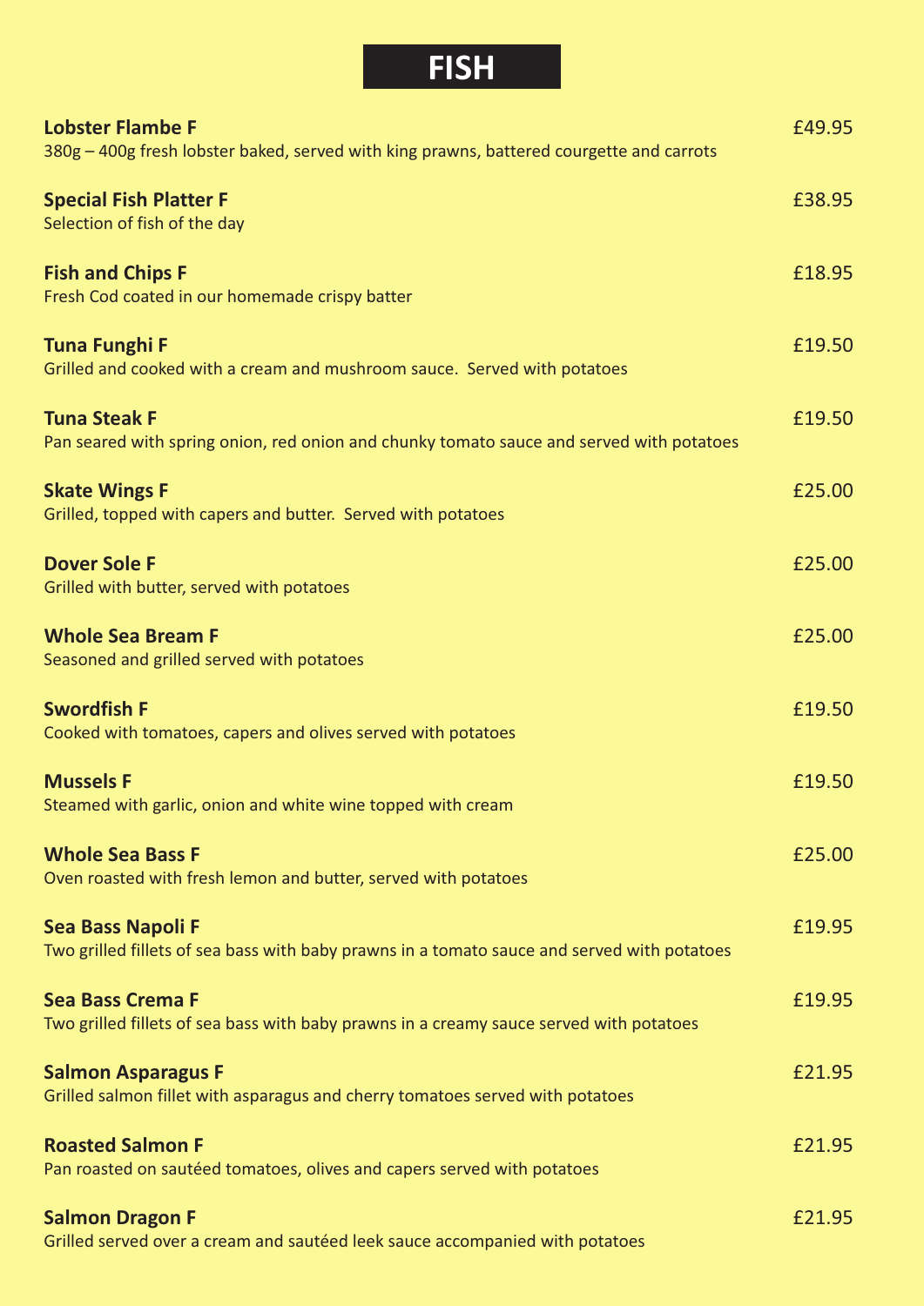# FISH

**Lobster Flambe F** £49.95
380g – 400g fresh lobster baked, served with king prawns, battered courgette and carrots

**Special Fish Platter F** £38.95
Selection of fish of the day

**Fish and Chips F** £18.95
Fresh Cod coated in our homemade crispy batter

**Tuna Funghi F** £19.50
Grilled and cooked with a cream and mushroom sauce. Served with potatoes

**Tuna Steak F** £19.50
Pan seared with spring onion, red onion and chunky tomato sauce and served with potatoes

**Skate Wings F** £25.00
Grilled, topped with capers and butter. Served with potatoes

**Dover Sole F** £25.00
Grilled with butter, served with potatoes

**Whole Sea Bream F** £25.00
Seasoned and grilled served with potatoes

**Swordfish F** £19.50
Cooked with tomatoes, capers and olives served with potatoes

**Mussels F** £19.50
Steamed with garlic, onion and white wine topped with cream

**Whole Sea Bass F** £25.00
Oven roasted with fresh lemon and butter, served with potatoes

**Sea Bass Napoli F** £19.95
Two grilled fillets of sea bass with baby prawns in a tomato sauce and served with potatoes

**Sea Bass Crema F** £19.95
Two grilled fillets of sea bass with baby prawns in a creamy sauce served with potatoes

**Salmon Asparagus F** £21.95
Grilled salmon fillet with asparagus and cherry tomatoes served with potatoes

**Roasted Salmon F** £21.95
Pan roasted on sautéed tomatoes, olives and capers served with potatoes

**Salmon Dragon F** £21.95
Grilled served over a cream and sautéed leek sauce accompanied with potatoes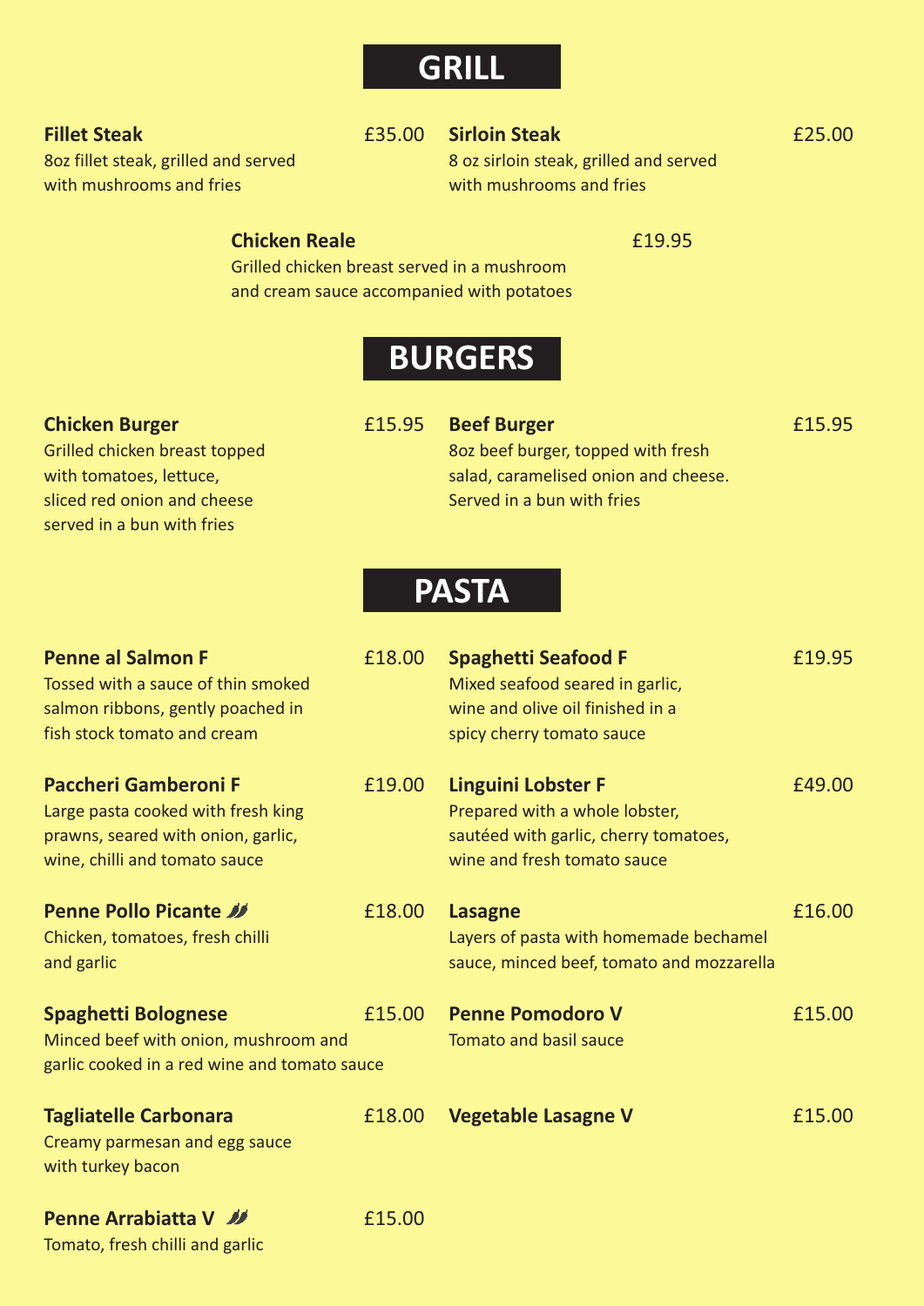# GRILL

**Fillet Steak** £35.00
8oz fillet steak, grilled and served with mushrooms and fries

**Sirloin Steak** £25.00
8 oz sirloin steak, grilled and served with mushrooms and fries

**Chicken Reale** £19.95
Grilled chicken breast served in a mushroom and cream sauce accompanied with potatoes

# BURGERS

**Chicken Burger** £15.95
Grilled chicken breast topped with tomatoes, lettuce, sliced red onion and cheese served in a bun with fries

**Beef Burger** £15.95
8oz beef burger, topped with fresh salad, caramelised onion and cheese. Served in a bun with fries

# PASTA

**Penne al Salmon F** £18.00
Tossed with a sauce of thin smoked salmon ribbons, gently poached in fish stock tomato and cream

**Spaghetti Seafood F** £19.95
Mixed seafood seared in garlic, wine and olive oil finished in a spicy cherry tomato sauce

**Paccheri Gamberoni F** £19.00
Large pasta cooked with fresh king prawns, seared with onion, garlic, wine, chilli and tomato sauce

**Linguini Lobster F** £49.00
Prepared with a whole lobster, sautéed with garlic, cherry tomatoes, wine and fresh tomato sauce

**Penne Pollo Picante** £18.00
Chicken, tomatoes, fresh chilli and garlic

**Lasagne** £16.00
Layers of pasta with homemade bechamel sauce, minced beef, tomato and mozzarella

**Spaghetti Bolognese** £15.00
Minced beef with onion, mushroom and garlic cooked in a red wine and tomato sauce

**Penne Pomodoro V** £15.00
Tomato and basil sauce

**Tagliatelle Carbonara** £18.00
Creamy parmesan and egg sauce with turkey bacon

**Vegetable Lasagne V** £15.00

**Penne Arrabiatta V** £15.00
Tomato, fresh chilli and garlic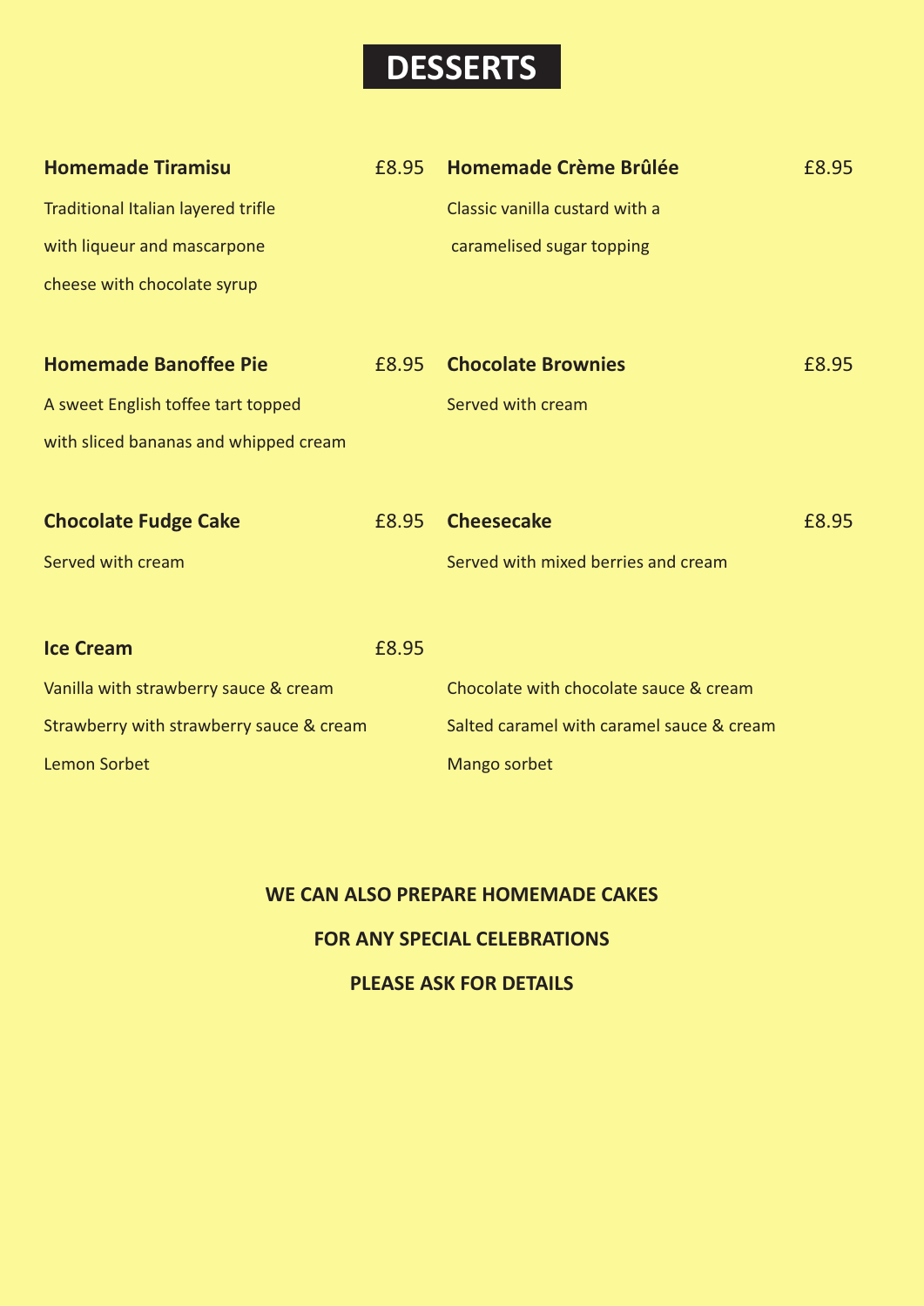# DESSERTS

**Homemade Tiramisu** £8.95

Traditional Italian layered trifle with liqueur and mascarpone cheese with chocolate syrup

**Homemade Crème Brûlée** £8.95

Classic vanilla custard with a caramelised sugar topping

**Homemade Banoffee Pie** £8.95

A sweet English toffee tart topped with sliced bananas and whipped cream

**Chocolate Brownies** £8.95

Served with cream

**Chocolate Fudge Cake** £8.95

Served with cream

**Cheesecake** £8.95

Served with mixed berries and cream

**Ice Cream** £8.95

Vanilla with strawberry sauce & cream

Strawberry with strawberry sauce & cream

Lemon Sorbet

Chocolate with chocolate sauce & cream

Salted caramel with caramel sauce & cream

Mango sorbet

**WE CAN ALSO PREPARE HOMEMADE CAKES**

**FOR ANY SPECIAL CELEBRATIONS**

**PLEASE ASK FOR DETAILS**